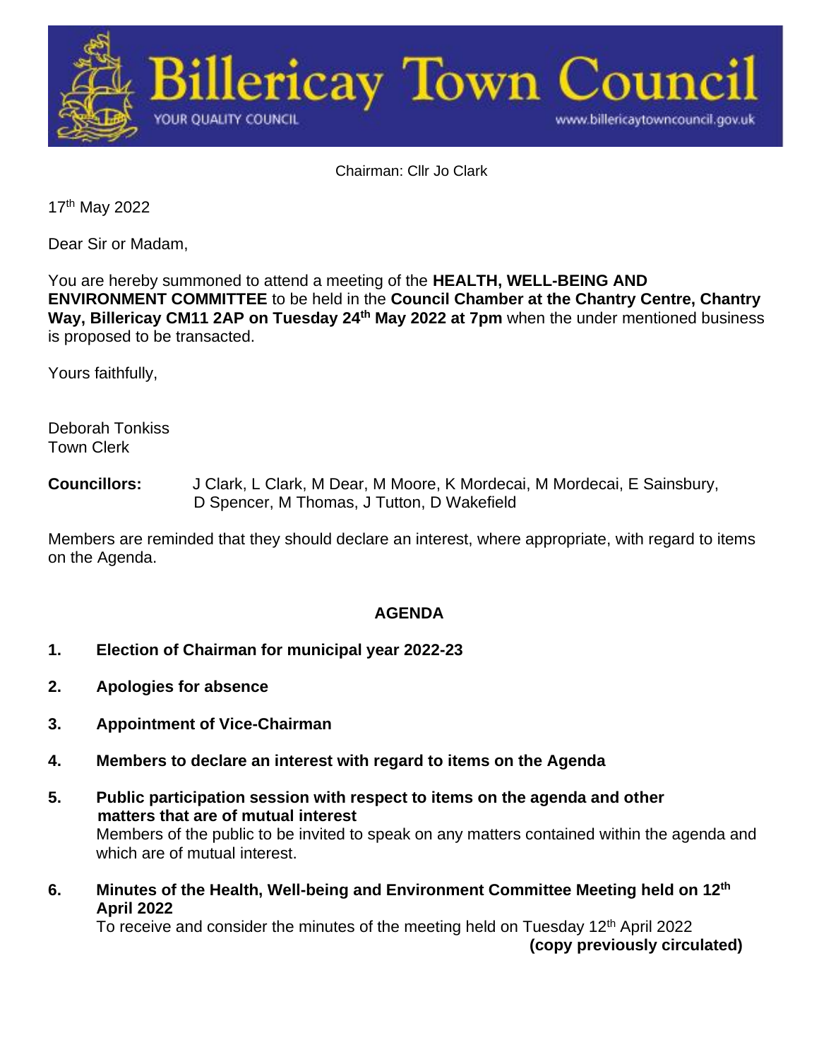# Billericay Town Council

YOUR QUALITY COUNCIL

www.billericaytowncouncil.gov.uk

Chairman: Cllr Jo Clark

17th May 2022

Dear Sir or Madam,

You are hereby summoned to attend a meeting of the **HEALTH, WELL-BEING AND ENVIRONMENT COMMITTEE** to be held in the **Council Chamber at the Chantry Centre, Chantry Way, Billericay CM11 2AP on Tuesday 24th May 2022 at 7pm** when the under mentioned business is proposed to be transacted.

Yours faithfully,

Deborah Tonkiss
Town Clerk

**Councillors:** J Clark, L Clark, M Dear, M Moore, K Mordecai, M Mordecai, E Sainsbury, D Spencer, M Thomas, J Tutton, D Wakefield

Members are reminded that they should declare an interest, where appropriate, with regard to items on the Agenda.

## AGENDA

1. **Election of Chairman for municipal year 2022-23**

2. **Apologies for absence**

3. **Appointment of Vice-Chairman**

4. **Members to declare an interest with regard to items on the Agenda**

5. **Public participation session with respect to items on the agenda and other matters that are of mutual interest**
   Members of the public to be invited to speak on any matters contained within the agenda and which are of mutual interest.

6. **Minutes of the Health, Well-being and Environment Committee Meeting held on 12th April 2022**
   To receive and consider the minutes of the meeting held on Tuesday 12th April 2022
   **(copy previously circulated)**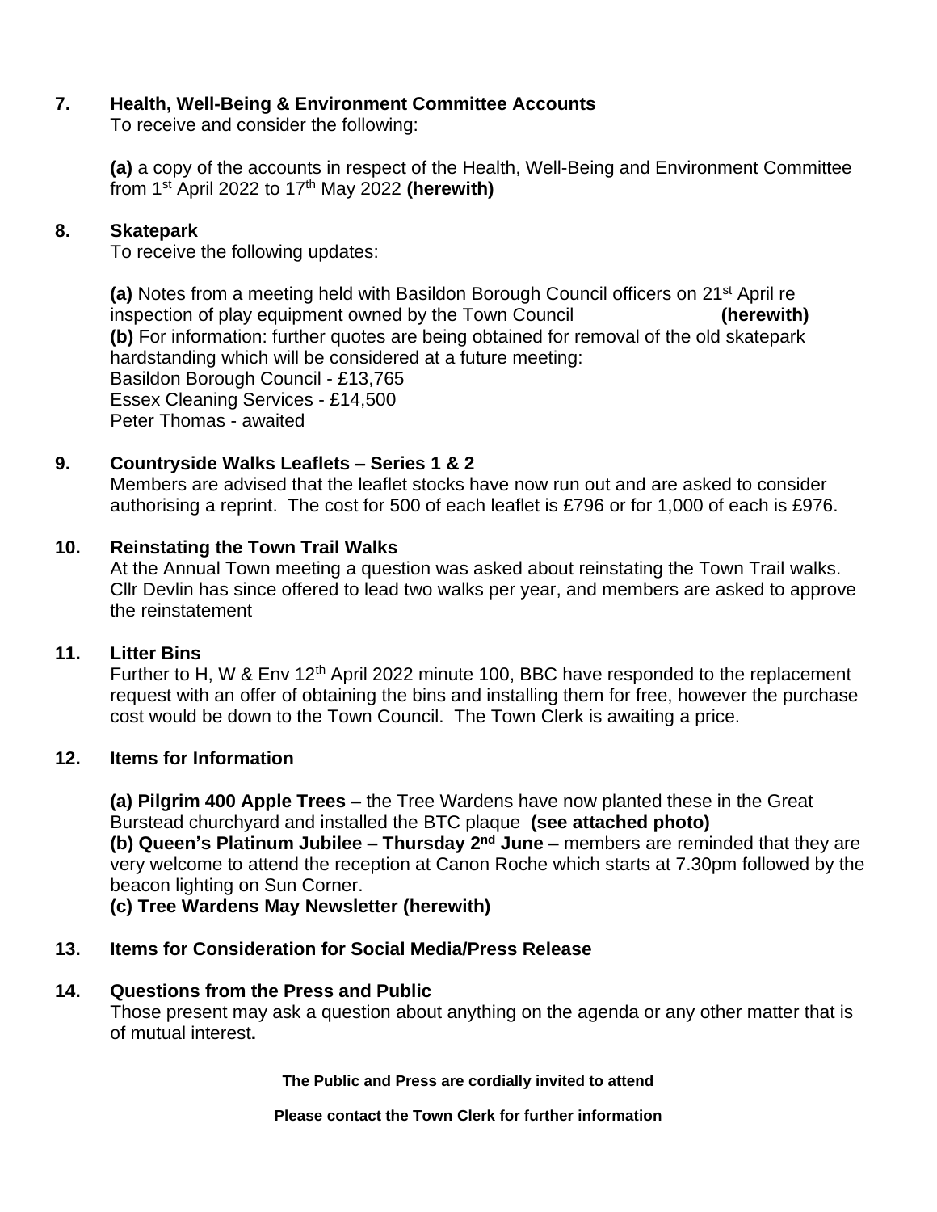## 7. Health, Well-Being & Environment Committee Accounts

To receive and consider the following:

**(a)** a copy of the accounts in respect of the Health, Well-Being and Environment Committee from 1st April 2022 to 17th May 2022 **(herewith)**

## 8. Skatepark

To receive the following updates:

**(a)** Notes from a meeting held with Basildon Borough Council officers on 21st April re inspection of play equipment owned by the Town Council **(herewith)**
**(b)** For information: further quotes are being obtained for removal of the old skatepark hardstanding which will be considered at a future meeting:
Basildon Borough Council - £13,765
Essex Cleaning Services - £14,500
Peter Thomas - awaited

## 9. Countryside Walks Leaflets – Series 1 & 2

Members are advised that the leaflet stocks have now run out and are asked to consider authorising a reprint. The cost for 500 of each leaflet is £796 or for 1,000 of each is £976.

## 10. Reinstating the Town Trail Walks

At the Annual Town meeting a question was asked about reinstating the Town Trail walks. Cllr Devlin has since offered to lead two walks per year, and members are asked to approve the reinstatement

## 11. Litter Bins

Further to H, W & Env 12th April 2022 minute 100, BBC have responded to the replacement request with an offer of obtaining the bins and installing them for free, however the purchase cost would be down to the Town Council. The Town Clerk is awaiting a price.

## 12. Items for Information

**(a) Pilgrim 400 Apple Trees –** the Tree Wardens have now planted these in the Great Burstead churchyard and installed the BTC plaque **(see attached photo)**
**(b) Queen's Platinum Jubilee – Thursday 2nd June –** members are reminded that they are very welcome to attend the reception at Canon Roche which starts at 7.30pm followed by the beacon lighting on Sun Corner.
**(c) Tree Wardens May Newsletter (herewith)**

## 13. Items for Consideration for Social Media/Press Release

## 14. Questions from the Press and Public

Those present may ask a question about anything on the agenda or any other matter that is of mutual interest**.**

**The Public and Press are cordially invited to attend**

**Please contact the Town Clerk for further information**